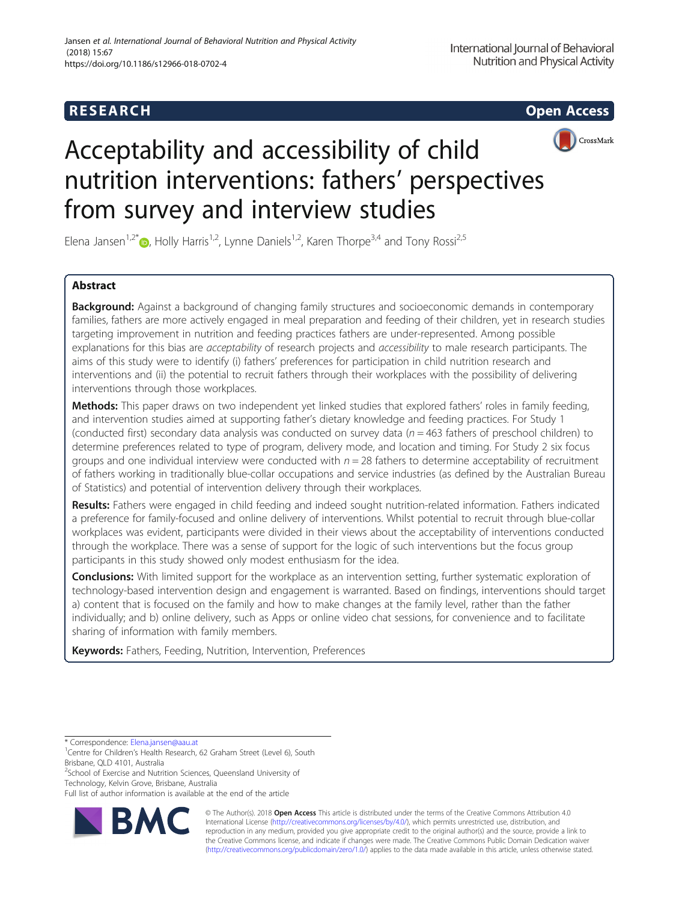RESEARCH

Open Access

# Acceptability and accessibility of child nutrition interventions: fathers' perspectives from survey and interview studies

Elena Jansen[1,2*], Holly Harris[1,2], Lynne Daniels[1,2], Karen Thorpe[3,4] and Tony Rossi[2,5]

## Abstract

**Background:** Against a background of changing family structures and socioeconomic demands in contemporary families, fathers are more actively engaged in meal preparation and feeding of their children, yet in research studies targeting improvement in nutrition and feeding practices fathers are under-represented. Among possible explanations for this bias are *acceptability* of research projects and *accessibility* to male research participants. The aims of this study were to identify (i) fathers' preferences for participation in child nutrition research and interventions and (ii) the potential to recruit fathers through their workplaces with the possibility of delivering interventions through those workplaces.

**Methods:** This paper draws on two independent yet linked studies that explored fathers' roles in family feeding, and intervention studies aimed at supporting father's dietary knowledge and feeding practices. For Study 1 (conducted first) secondary data analysis was conducted on survey data ($n = 463$ fathers of preschool children) to determine preferences related to type of program, delivery mode, and location and timing. For Study 2 six focus groups and one individual interview were conducted with $n = 28$ fathers to determine acceptability of recruitment of fathers working in traditionally blue-collar occupations and service industries (as defined by the Australian Bureau of Statistics) and potential of intervention delivery through their workplaces.

**Results:** Fathers were engaged in child feeding and indeed sought nutrition-related information. Fathers indicated a preference for family-focused and online delivery of interventions. Whilst potential to recruit through blue-collar workplaces was evident, participants were divided in their views about the acceptability of interventions conducted through the workplace. There was a sense of support for the logic of such interventions but the focus group participants in this study showed only modest enthusiasm for the idea.

**Conclusions:** With limited support for the workplace as an intervention setting, further systematic exploration of technology-based intervention design and engagement is warranted. Based on findings, interventions should target a) content that is focused on the family and how to make changes at the family level, rather than the father individually; and b) online delivery, such as Apps or online video chat sessions, for convenience and to facilitate sharing of information with family members.

**Keywords:** Fathers, Feeding, Nutrition, Intervention, Preferences

\* Correspondence: Elena.jansen@aau.at

[1]Centre for Children's Health Research, 62 Graham Street (Level 6), South Brisbane, QLD 4101, Australia

[2]School of Exercise and Nutrition Sciences, Queensland University of Technology, Kelvin Grove, Brisbane, Australia

Full list of author information is available at the end of the article

© The Author(s). 2018 **Open Access** This article is distributed under the terms of the Creative Commons Attribution 4.0 International License (http://creativecommons.org/licenses/by/4.0/), which permits unrestricted use, distribution, and reproduction in any medium, provided you give appropriate credit to the original author(s) and the source, provide a link to the Creative Commons license, and indicate if changes were made. The Creative Commons Public Domain Dedication waiver (http://creativecommons.org/publicdomain/zero/1.0/) applies to the data made available in this article, unless otherwise stated.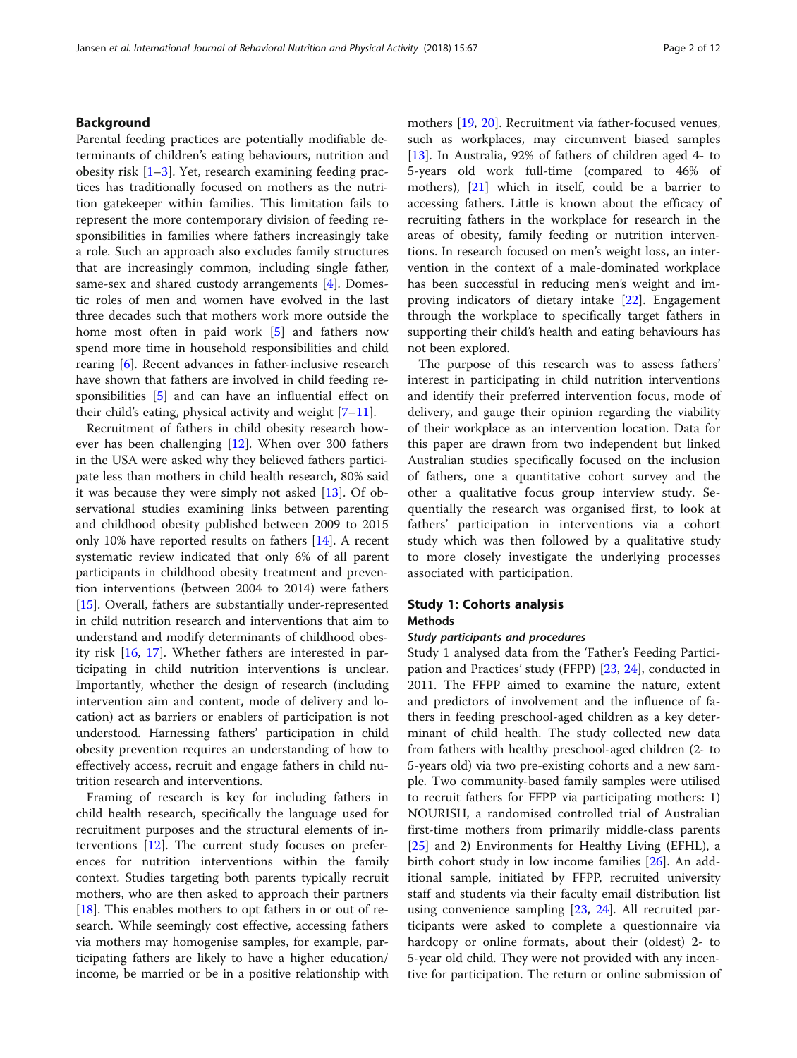## Background

Parental feeding practices are potentially modifiable determinants of children's eating behaviours, nutrition and obesity risk [1–3]. Yet, research examining feeding practices has traditionally focused on mothers as the nutrition gatekeeper within families. This limitation fails to represent the more contemporary division of feeding responsibilities in families where fathers increasingly take a role. Such an approach also excludes family structures that are increasingly common, including single father, same-sex and shared custody arrangements [4]. Domestic roles of men and women have evolved in the last three decades such that mothers work more outside the home most often in paid work [5] and fathers now spend more time in household responsibilities and child rearing [6]. Recent advances in father-inclusive research have shown that fathers are involved in child feeding responsibilities [5] and can have an influential effect on their child's eating, physical activity and weight [7–11].

Recruitment of fathers in child obesity research however has been challenging [12]. When over 300 fathers in the USA were asked why they believed fathers participate less than mothers in child health research, 80% said it was because they were simply not asked [13]. Of observational studies examining links between parenting and childhood obesity published between 2009 to 2015 only 10% have reported results on fathers [14]. A recent systematic review indicated that only 6% of all parent participants in childhood obesity treatment and prevention interventions (between 2004 to 2014) were fathers [15]. Overall, fathers are substantially under-represented in child nutrition research and interventions that aim to understand and modify determinants of childhood obesity risk [16, 17]. Whether fathers are interested in participating in child nutrition interventions is unclear. Importantly, whether the design of research (including intervention aim and content, mode of delivery and location) act as barriers or enablers of participation is not understood. Harnessing fathers' participation in child obesity prevention requires an understanding of how to effectively access, recruit and engage fathers in child nutrition research and interventions.

Framing of research is key for including fathers in child health research, specifically the language used for recruitment purposes and the structural elements of interventions [12]. The current study focuses on preferences for nutrition interventions within the family context. Studies targeting both parents typically recruit mothers, who are then asked to approach their partners [18]. This enables mothers to opt fathers in or out of research. While seemingly cost effective, accessing fathers via mothers may homogenise samples, for example, participating fathers are likely to have a higher education/income, be married or be in a positive relationship with mothers [19, 20]. Recruitment via father-focused venues, such as workplaces, may circumvent biased samples [13]. In Australia, 92% of fathers of children aged 4- to 5-years old work full-time (compared to 46% of mothers), [21] which in itself, could be a barrier to accessing fathers. Little is known about the efficacy of recruiting fathers in the workplace for research in the areas of obesity, family feeding or nutrition interventions. In research focused on men's weight loss, an intervention in the context of a male-dominated workplace has been successful in reducing men's weight and improving indicators of dietary intake [22]. Engagement through the workplace to specifically target fathers in supporting their child's health and eating behaviours has not been explored.

The purpose of this research was to assess fathers' interest in participating in child nutrition interventions and identify their preferred intervention focus, mode of delivery, and gauge their opinion regarding the viability of their workplace as an intervention location. Data for this paper are drawn from two independent but linked Australian studies specifically focused on the inclusion of fathers, one a quantitative cohort survey and the other a qualitative focus group interview study. Sequentially the research was organised first, to look at fathers' participation in interventions via a cohort study which was then followed by a qualitative study to more closely investigate the underlying processes associated with participation.

## Study 1: Cohorts analysis

### Methods

#### *Study participants and procedures*

Study 1 analysed data from the 'Father's Feeding Participation and Practices' study (FFPP) [23, 24], conducted in 2011. The FFPP aimed to examine the nature, extent and predictors of involvement and the influence of fathers in feeding preschool-aged children as a key determinant of child health. The study collected new data from fathers with healthy preschool-aged children (2- to 5-years old) via two pre-existing cohorts and a new sample. Two community-based family samples were utilised to recruit fathers for FFPP via participating mothers: 1) NOURISH, a randomised controlled trial of Australian first-time mothers from primarily middle-class parents [25] and 2) Environments for Healthy Living (EFHL), a birth cohort study in low income families [26]. An additional sample, initiated by FFPP, recruited university staff and students via their faculty email distribution list using convenience sampling [23, 24]. All recruited participants were asked to complete a questionnaire via hardcopy or online formats, about their (oldest) 2- to 5-year old child. They were not provided with any incentive for participation. The return or online submission of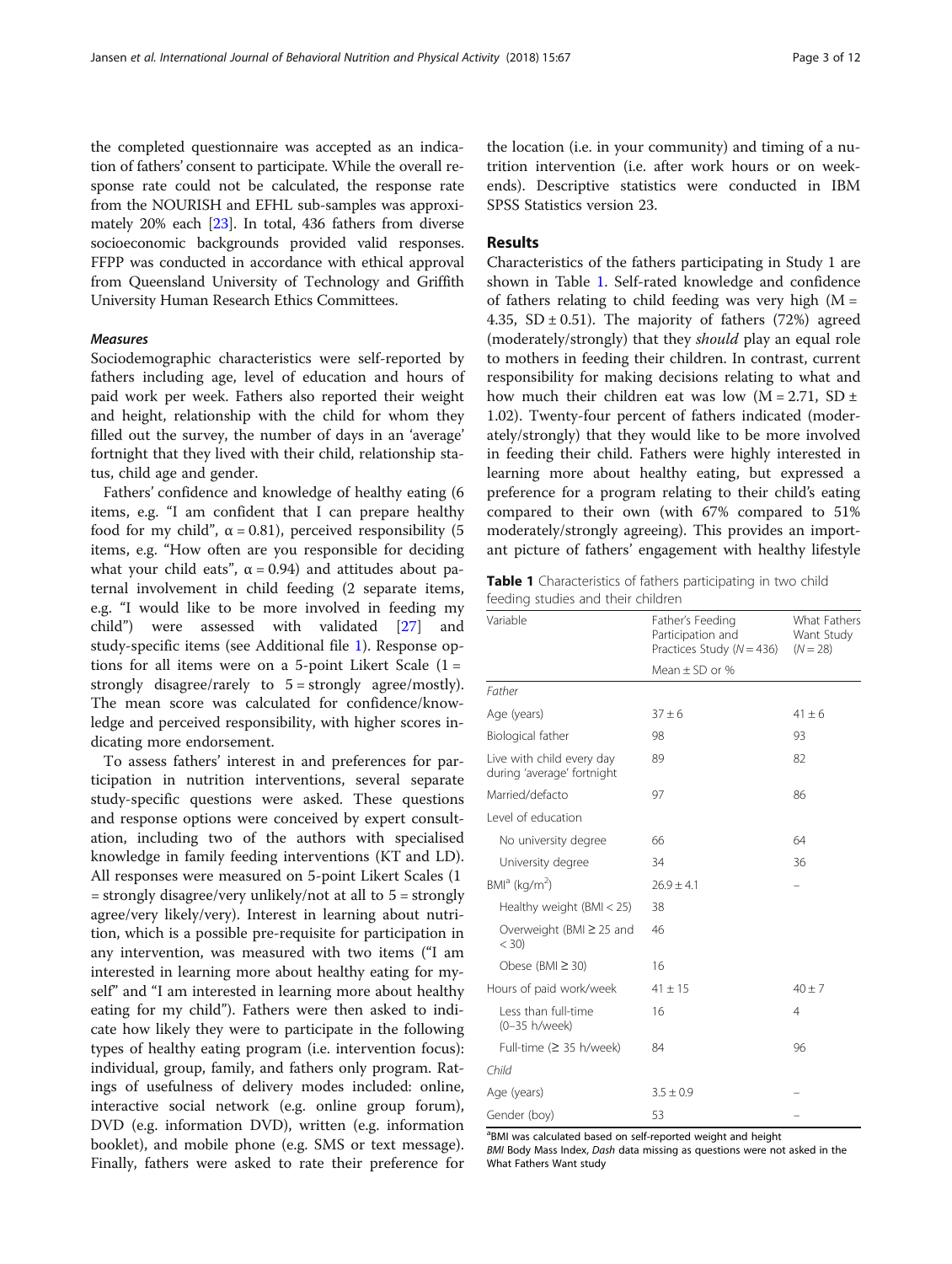the completed questionnaire was accepted as an indication of fathers' consent to participate. While the overall response rate could not be calculated, the response rate from the NOURISH and EFHL sub-samples was approximately 20% each [23]. In total, 436 fathers from diverse socioeconomic backgrounds provided valid responses. FFPP was conducted in accordance with ethical approval from Queensland University of Technology and Griffith University Human Research Ethics Committees.

#### *Measures*

Sociodemographic characteristics were self-reported by fathers including age, level of education and hours of paid work per week. Fathers also reported their weight and height, relationship with the child for whom they filled out the survey, the number of days in an 'average' fortnight that they lived with their child, relationship status, child age and gender.

Fathers' confidence and knowledge of healthy eating (6 items, e.g. "I am confident that I can prepare healthy food for my child", $\alpha = 0.81$), perceived responsibility (5 items, e.g. "How often are you responsible for deciding what your child eats", $\alpha = 0.94$) and attitudes about paternal involvement in child feeding (2 separate items, e.g. "I would like to be more involved in feeding my child") were assessed with validated [27] and study-specific items (see Additional file 1). Response options for all items were on a 5-point Likert Scale (1 = strongly disagree/rarely to 5 = strongly agree/mostly). The mean score was calculated for confidence/knowledge and perceived responsibility, with higher scores indicating more endorsement.

To assess fathers' interest in and preferences for participation in nutrition interventions, several separate study-specific questions were asked. These questions and response options were conceived by expert consultation, including two of the authors with specialised knowledge in family feeding interventions (KT and LD). All responses were measured on 5-point Likert Scales (1 = strongly disagree/very unlikely/not at all to 5 = strongly agree/very likely/very). Interest in learning about nutrition, which is a possible pre-requisite for participation in any intervention, was measured with two items ("I am interested in learning more about healthy eating for myself" and "I am interested in learning more about healthy eating for my child"). Fathers were then asked to indicate how likely they were to participate in the following types of healthy eating program (i.e. intervention focus): individual, group, family, and fathers only program. Ratings of usefulness of delivery modes included: online, interactive social network (e.g. online group forum), DVD (e.g. information DVD), written (e.g. information booklet), and mobile phone (e.g. SMS or text message). Finally, fathers were asked to rate their preference for the location (i.e. in your community) and timing of a nutrition intervention (i.e. after work hours or on weekends). Descriptive statistics were conducted in IBM SPSS Statistics version 23.

## Results

Characteristics of the fathers participating in Study 1 are shown in Table 1. Self-rated knowledge and confidence of fathers relating to child feeding was very high (M = 4.35, SD ± 0.51). The majority of fathers (72%) agreed (moderately/strongly) that they *should* play an equal role to mothers in feeding their children. In contrast, current responsibility for making decisions relating to what and how much their children eat was low (M = 2.71, SD ± 1.02). Twenty-four percent of fathers indicated (moderately/strongly) that they would like to be more involved in feeding their child. Fathers were highly interested in learning more about healthy eating, but expressed a preference for a program relating to their child's eating compared to their own (with 67% compared to 51% moderately/strongly agreeing). This provides an important picture of fathers' engagement with healthy lifestyle

**Table 1** Characteristics of fathers participating in two child feeding studies and their children

| Variable | Father's Feeding Participation and Practices Study (N = 436) | What Fathers Want Study (N = 28) |
|---|---|---|
| | Mean ± SD or % | |
| *Father* | | |
| Age (years) | 37 ± 6 | 41 ± 6 |
| Biological father | 98 | 93 |
| Live with child every day during 'average' fortnight | 89 | 82 |
| Married/defacto | 97 | 86 |
| Level of education | | |
| No university degree | 66 | 64 |
| University degree | 34 | 36 |
| BMI[a] (kg/m$^2$) | 26.9 ± 4.1 | – |
| Healthy weight (BMI < 25) | 38 | |
| Overweight (BMI ≥ 25 and < 30) | 46 | |
| Obese (BMI ≥ 30) | 16 | |
| Hours of paid work/week | 41 ± 15 | 40 ± 7 |
| Less than full-time (0–35 h/week) | 16 | 4 |
| Full-time (≥ 35 h/week) | 84 | 96 |
| *Child* | | |
| Age (years) | 3.5 ± 0.9 | – |
| Gender (boy) | 53 | – |

[a]BMI was calculated based on self-reported weight and height
*BMI* Body Mass Index, *Dash* data missing as questions were not asked in the What Fathers Want study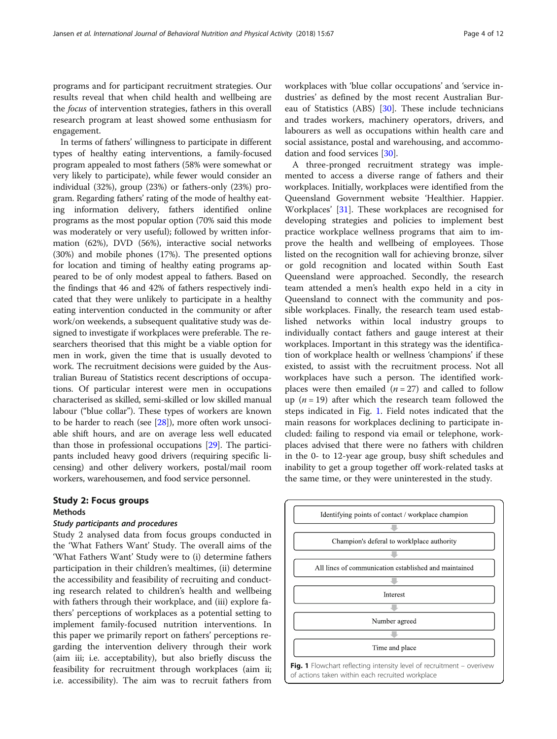programs and for participant recruitment strategies. Our results reveal that when child health and wellbeing are the *focus* of intervention strategies, fathers in this overall research program at least showed some enthusiasm for engagement.

In terms of fathers' willingness to participate in different types of healthy eating interventions, a family-focused program appealed to most fathers (58% were somewhat or very likely to participate), while fewer would consider an individual (32%), group (23%) or fathers-only (23%) program. Regarding fathers' rating of the mode of healthy eating information delivery, fathers identified online programs as the most popular option (70% said this mode was moderately or very useful); followed by written information (62%), DVD (56%), interactive social networks (30%) and mobile phones (17%). The presented options for location and timing of healthy eating programs appeared to be of only modest appeal to fathers. Based on the findings that 46 and 42% of fathers respectively indicated that they were unlikely to participate in a healthy eating intervention conducted in the community or after work/on weekends, a subsequent qualitative study was designed to investigate if workplaces were preferable. The researchers theorised that this might be a viable option for men in work, given the time that is usually devoted to work. The recruitment decisions were guided by the Australian Bureau of Statistics recent descriptions of occupations. Of particular interest were men in occupations characterised as skilled, semi-skilled or low skilled manual labour ("blue collar"). These types of workers are known to be harder to reach (see [28]), more often work unsociable shift hours, and are on average less well educated than those in professional occupations [29]. The participants included heavy good drivers (requiring specific licensing) and other delivery workers, postal/mail room workers, warehousemen, and food service personnel.

## Study 2: Focus groups

### Methods

#### *Study participants and procedures*

Study 2 analysed data from focus groups conducted in the 'What Fathers Want' Study. The overall aims of the 'What Fathers Want' Study were to (i) determine fathers participation in their children's mealtimes, (ii) determine the accessibility and feasibility of recruiting and conducting research related to children's health and wellbeing with fathers through their workplace, and (iii) explore fathers' perceptions of workplaces as a potential setting to implement family-focused nutrition interventions. In this paper we primarily report on fathers' perceptions regarding the intervention delivery through their work (aim iii; i.e. acceptability), but also briefly discuss the feasibility for recruitment through workplaces (aim ii; i.e. accessibility). The aim was to recruit fathers from workplaces with 'blue collar occupations' and 'service industries' as defined by the most recent Australian Bureau of Statistics (ABS) [30]. These include technicians and trades workers, machinery operators, drivers, and labourers as well as occupations within health care and social assistance, postal and warehousing, and accommodation and food services [30].

A three-pronged recruitment strategy was implemented to access a diverse range of fathers and their workplaces. Initially, workplaces were identified from the Queensland Government website 'Healthier. Happier. Workplaces' [31]. These workplaces are recognised for developing strategies and policies to implement best practice workplace wellness programs that aim to improve the health and wellbeing of employees. Those listed on the recognition wall for achieving bronze, silver or gold recognition and located within South East Queensland were approached. Secondly, the research team attended a men's health expo held in a city in Queensland to connect with the community and possible workplaces. Finally, the research team used established networks within local industry groups to individually contact fathers and gauge interest at their workplaces. Important in this strategy was the identification of workplace health or wellness 'champions' if these existed, to assist with the recruitment process. Not all workplaces have such a person. The identified workplaces were then emailed ($n = 27$) and called to follow up ($n = 19$) after which the research team followed the steps indicated in Fig. 1. Field notes indicated that the main reasons for workplaces declining to participate included: failing to respond via email or telephone, workplaces advised that there were no fathers with children in the 0- to 12-year age group, busy shift schedules and inability to get a group together off work-related tasks at the same time, or they were uninterested in the study.

Identifying points of contact / workplace champion
↓
Champion's deferal to worklplace authority
↓
All lines of communication established and maintained
↓
Interest
↓
Number agreed
↓
Time and place

**Fig. 1** Flowchart reflecting intensity level of recruitment – overivew of actions taken within each recruited workplace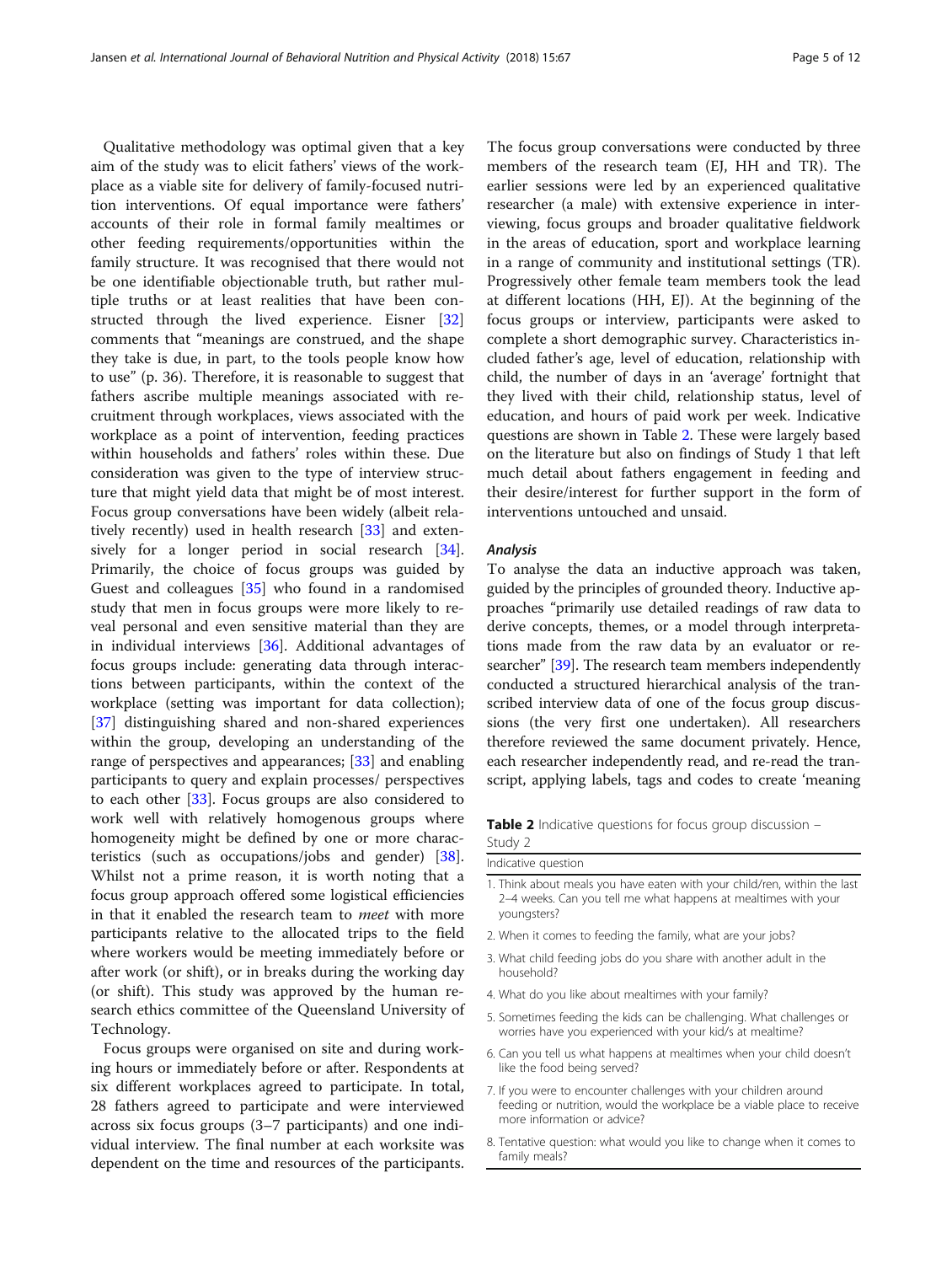Qualitative methodology was optimal given that a key aim of the study was to elicit fathers' views of the workplace as a viable site for delivery of family-focused nutrition interventions. Of equal importance were fathers' accounts of their role in formal family mealtimes or other feeding requirements/opportunities within the family structure. It was recognised that there would not be one identifiable objectionable truth, but rather multiple truths or at least realities that have been constructed through the lived experience. Eisner [32] comments that "meanings are construed, and the shape they take is due, in part, to the tools people know how to use" (p. 36). Therefore, it is reasonable to suggest that fathers ascribe multiple meanings associated with recruitment through workplaces, views associated with the workplace as a point of intervention, feeding practices within households and fathers' roles within these. Due consideration was given to the type of interview structure that might yield data that might be of most interest. Focus group conversations have been widely (albeit relatively recently) used in health research [33] and extensively for a longer period in social research [34]. Primarily, the choice of focus groups was guided by Guest and colleagues [35] who found in a randomised study that men in focus groups were more likely to reveal personal and even sensitive material than they are in individual interviews [36]. Additional advantages of focus groups include: generating data through interactions between participants, within the context of the workplace (setting was important for data collection); [37] distinguishing shared and non-shared experiences within the group, developing an understanding of the range of perspectives and appearances; [33] and enabling participants to query and explain processes/ perspectives to each other [33]. Focus groups are also considered to work well with relatively homogenous groups where homogeneity might be defined by one or more characteristics (such as occupations/jobs and gender) [38]. Whilst not a prime reason, it is worth noting that a focus group approach offered some logistical efficiencies in that it enabled the research team to *meet* with more participants relative to the allocated trips to the field where workers would be meeting immediately before or after work (or shift), or in breaks during the working day (or shift). This study was approved by the human research ethics committee of the Queensland University of Technology.

Focus groups were organised on site and during working hours or immediately before or after. Respondents at six different workplaces agreed to participate. In total, 28 fathers agreed to participate and were interviewed across six focus groups (3–7 participants) and one individual interview. The final number at each worksite was dependent on the time and resources of the participants. The focus group conversations were conducted by three members of the research team (EJ, HH and TR). The earlier sessions were led by an experienced qualitative researcher (a male) with extensive experience in interviewing, focus groups and broader qualitative fieldwork in the areas of education, sport and workplace learning in a range of community and institutional settings (TR). Progressively other female team members took the lead at different locations (HH, EJ). At the beginning of the focus groups or interview, participants were asked to complete a short demographic survey. Characteristics included father's age, level of education, relationship with child, the number of days in an 'average' fortnight that they lived with their child, relationship status, level of education, and hours of paid work per week. Indicative questions are shown in Table 2. These were largely based on the literature but also on findings of Study 1 that left much detail about fathers engagement in feeding and their desire/interest for further support in the form of interventions untouched and unsaid.

### Analysis

To analyse the data an inductive approach was taken, guided by the principles of grounded theory. Inductive approaches "primarily use detailed readings of raw data to derive concepts, themes, or a model through interpretations made from the raw data by an evaluator or researcher" [39]. The research team members independently conducted a structured hierarchical analysis of the transcribed interview data of one of the focus group discussions (the very first one undertaken). All researchers therefore reviewed the same document privately. Hence, each researcher independently read, and re-read the transcript, applying labels, tags and codes to create 'meaning

**Table 2** Indicative questions for focus group discussion – Study 2

| Indicative question |
|---|
| 1. Think about meals you have eaten with your child/ren, within the last 2–4 weeks. Can you tell me what happens at mealtimes with your youngsters? |
| 2. When it comes to feeding the family, what are your jobs? |
| 3. What child feeding jobs do you share with another adult in the household? |
| 4. What do you like about mealtimes with your family? |
| 5. Sometimes feeding the kids can be challenging. What challenges or worries have you experienced with your kid/s at mealtime? |
| 6. Can you tell us what happens at mealtimes when your child doesn't like the food being served? |
| 7. If you were to encounter challenges with your children around feeding or nutrition, would the workplace be a viable place to receive more information or advice? |
| 8. Tentative question: what would you like to change when it comes to family meals? |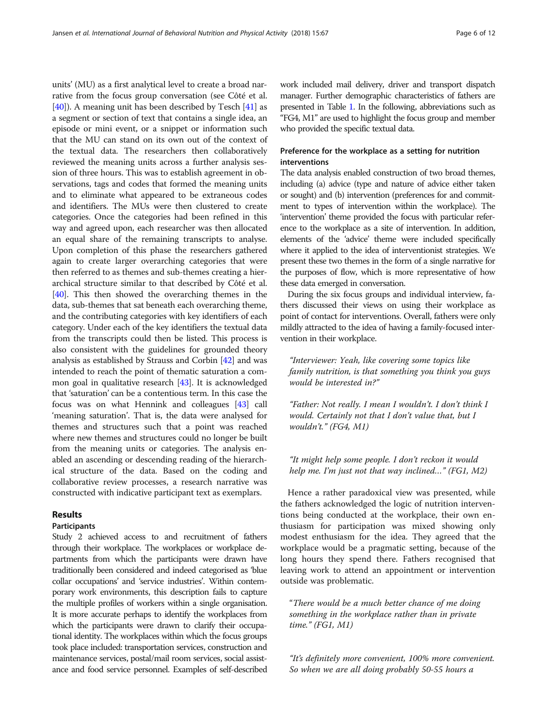units' (MU) as a first analytical level to create a broad narrative from the focus group conversation (see Côté et al. [40]). A meaning unit has been described by Tesch [41] as a segment or section of text that contains a single idea, an episode or mini event, or a snippet or information such that the MU can stand on its own out of the context of the textual data. The researchers then collaboratively reviewed the meaning units across a further analysis session of three hours. This was to establish agreement in observations, tags and codes that formed the meaning units and to eliminate what appeared to be extraneous codes and identifiers. The MUs were then clustered to create categories. Once the categories had been refined in this way and agreed upon, each researcher was then allocated an equal share of the remaining transcripts to analyse. Upon completion of this phase the researchers gathered again to create larger overarching categories that were then referred to as themes and sub-themes creating a hierarchical structure similar to that described by Côté et al. [40]. This then showed the overarching themes in the data, sub-themes that sat beneath each overarching theme, and the contributing categories with key identifiers of each category. Under each of the key identifiers the textual data from the transcripts could then be listed. This process is also consistent with the guidelines for grounded theory analysis as established by Strauss and Corbin [42] and was intended to reach the point of thematic saturation a common goal in qualitative research [43]. It is acknowledged that 'saturation' can be a contentious term. In this case the focus was on what Hennink and colleagues [43] call 'meaning saturation'. That is, the data were analysed for themes and structures such that a point was reached where new themes and structures could no longer be built from the meaning units or categories. The analysis enabled an ascending or descending reading of the hierarchical structure of the data. Based on the coding and collaborative review processes, a research narrative was constructed with indicative participant text as exemplars.

## Results

### Participants

Study 2 achieved access to and recruitment of fathers through their workplace. The workplaces or workplace departments from which the participants were drawn have traditionally been considered and indeed categorised as 'blue collar occupations' and 'service industries'. Within contemporary work environments, this description fails to capture the multiple profiles of workers within a single organisation. It is more accurate perhaps to identify the workplaces from which the participants were drawn to clarify their occupational identity. The workplaces within which the focus groups took place included: transportation services, construction and maintenance services, postal/mail room services, social assistance and food service personnel. Examples of self-described work included mail delivery, driver and transport dispatch manager. Further demographic characteristics of fathers are presented in Table 1. In the following, abbreviations such as "FG4, M1" are used to highlight the focus group and member who provided the specific textual data.

### Preference for the workplace as a setting for nutrition interventions

The data analysis enabled construction of two broad themes, including (a) advice (type and nature of advice either taken or sought) and (b) intervention (preferences for and commitment to types of intervention within the workplace). The 'intervention' theme provided the focus with particular reference to the workplace as a site of intervention. In addition, elements of the 'advice' theme were included specifically where it applied to the idea of interventionist strategies. We present these two themes in the form of a single narrative for the purposes of flow, which is more representative of how these data emerged in conversation.

During the six focus groups and individual interview, fathers discussed their views on using their workplace as point of contact for interventions. Overall, fathers were only mildly attracted to the idea of having a family-focused intervention in their workplace.

> *"Interviewer: Yeah, like covering some topics like family nutrition, is that something you think you guys would be interested in?"*
>
> *"Father: Not really. I mean I wouldn't. I don't think I would. Certainly not that I don't value that, but I wouldn't." (FG4, M1)*

> *"It might help some people. I don't reckon it would help me. I'm just not that way inclined…" (FG1, M2)*

Hence a rather paradoxical view was presented, while the fathers acknowledged the logic of nutrition interventions being conducted at the workplace, their own enthusiasm for participation was mixed showing only modest enthusiasm for the idea. They agreed that the workplace would be a pragmatic setting, because of the long hours they spend there. Fathers recognised that leaving work to attend an appointment or intervention outside was problematic.

> *"There would be a much better chance of me doing something in the workplace rather than in private time." (FG1, M1)*

> *"It's definitely more convenient, 100% more convenient. So when we are all doing probably 50-55 hours a*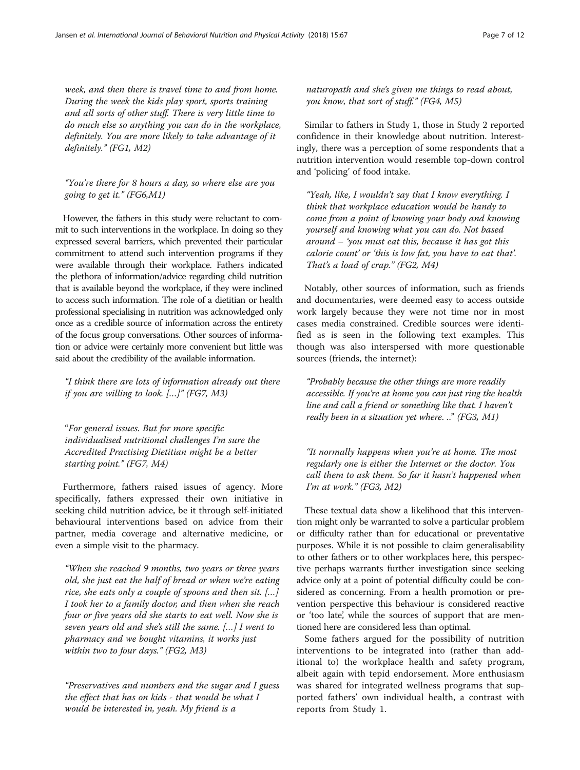*week, and then there is travel time to and from home. During the week the kids play sport, sports training and all sorts of other stuff. There is very little time to do much else so anything you can do in the workplace, definitely. You are more likely to take advantage of it definitely." (FG1, M2)*

*"You're there for 8 hours a day, so where else are you going to get it." (FG6,M1)*

However, the fathers in this study were reluctant to commit to such interventions in the workplace. In doing so they expressed several barriers, which prevented their particular commitment to attend such intervention programs if they were available through their workplace. Fathers indicated the plethora of information/advice regarding child nutrition that is available beyond the workplace, if they were inclined to access such information. The role of a dietitian or health professional specialising in nutrition was acknowledged only once as a credible source of information across the entirety of the focus group conversations. Other sources of information or advice were certainly more convenient but little was said about the credibility of the available information.

*"I think there are lots of information already out there if you are willing to look. […]" (FG7, M3)*

*"For general issues. But for more specific individualised nutritional challenges I'm sure the Accredited Practising Dietitian might be a better starting point." (FG7, M4)*

Furthermore, fathers raised issues of agency. More specifically, fathers expressed their own initiative in seeking child nutrition advice, be it through self-initiated behavioural interventions based on advice from their partner, media coverage and alternative medicine, or even a simple visit to the pharmacy.

*"When she reached 9 months, two years or three years old, she just eat the half of bread or when we're eating rice, she eats only a couple of spoons and then sit. […] I took her to a family doctor, and then when she reach four or five years old she starts to eat well. Now she is seven years old and she's still the same. […] I went to pharmacy and we bought vitamins, it works just within two to four days." (FG2, M3)*

*"Preservatives and numbers and the sugar and I guess the effect that has on kids - that would be what I would be interested in, yeah. My friend is a naturopath and she's given me things to read about, you know, that sort of stuff." (FG4, M5)*

Similar to fathers in Study 1, those in Study 2 reported confidence in their knowledge about nutrition. Interestingly, there was a perception of some respondents that a nutrition intervention would resemble top-down control and 'policing' of food intake.

*"Yeah, like, I wouldn't say that I know everything. I think that workplace education would be handy to come from a point of knowing your body and knowing yourself and knowing what you can do. Not based around – 'you must eat this, because it has got this calorie count' or 'this is low fat, you have to eat that'. That's a load of crap." (FG2, M4)*

Notably, other sources of information, such as friends and documentaries, were deemed easy to access outside work largely because they were not time nor in most cases media constrained. Credible sources were identified as is seen in the following text examples. This though was also interspersed with more questionable sources (friends, the internet):

*"Probably because the other things are more readily accessible. If you're at home you can just ring the health line and call a friend or something like that. I haven't really been in a situation yet where. .." (FG3, M1)*

*"It normally happens when you're at home. The most regularly one is either the Internet or the doctor. You call them to ask them. So far it hasn't happened when I'm at work." (FG3, M2)*

These textual data show a likelihood that this intervention might only be warranted to solve a particular problem or difficulty rather than for educational or preventative purposes. While it is not possible to claim generalisability to other fathers or to other workplaces here, this perspective perhaps warrants further investigation since seeking advice only at a point of potential difficulty could be considered as concerning. From a health promotion or prevention perspective this behaviour is considered reactive or 'too late', while the sources of support that are mentioned here are considered less than optimal.

Some fathers argued for the possibility of nutrition interventions to be integrated into (rather than additional to) the workplace health and safety program, albeit again with tepid endorsement. More enthusiasm was shared for integrated wellness programs that supported fathers' own individual health, a contrast with reports from Study 1.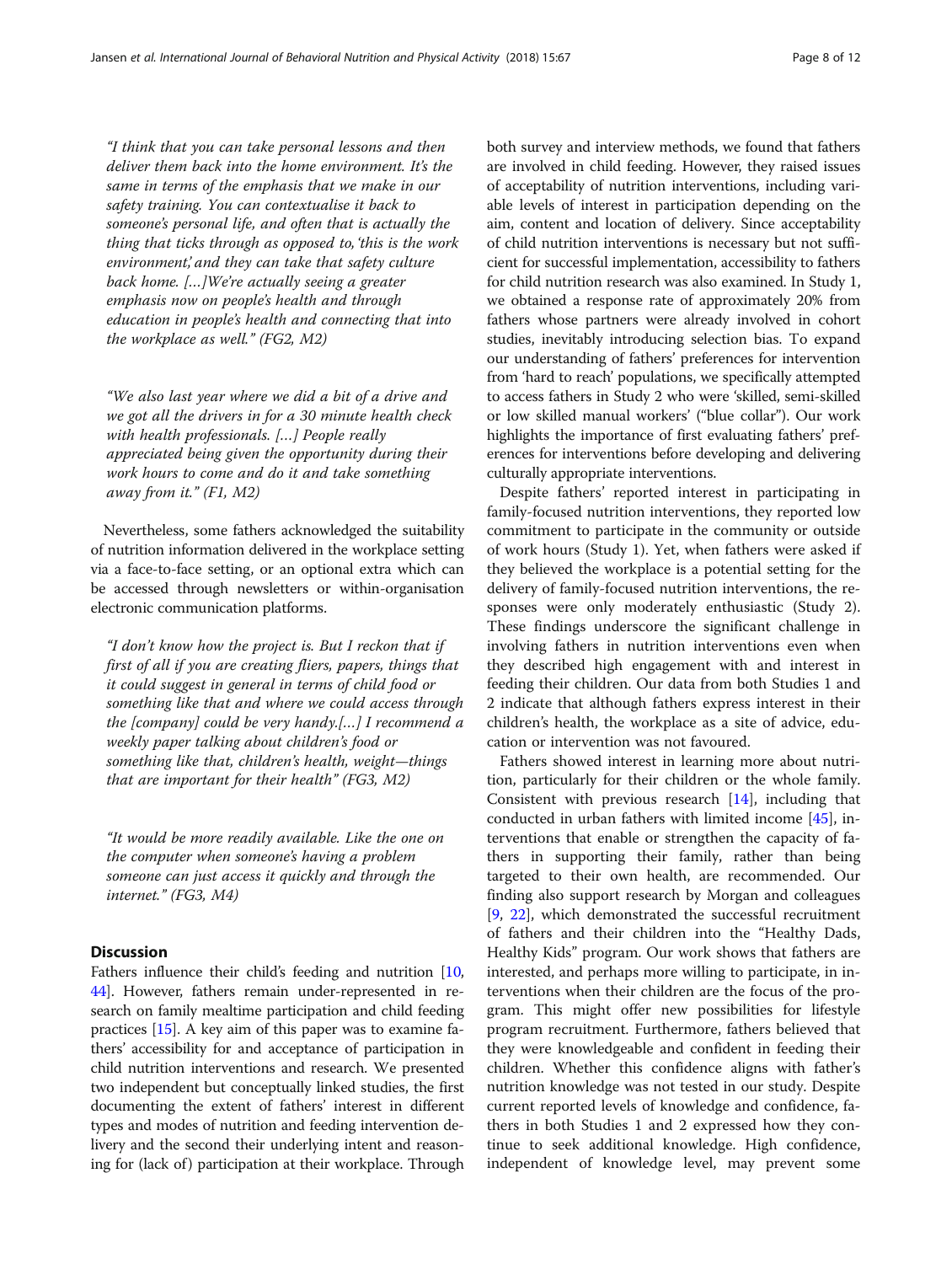*"I think that you can take personal lessons and then deliver them back into the home environment. It's the same in terms of the emphasis that we make in our safety training. You can contextualise it back to someone's personal life, and often that is actually the thing that ticks through as opposed to, 'this is the work environment,' and they can take that safety culture back home. […]We're actually seeing a greater emphasis now on people's health and through education in people's health and connecting that into the workplace as well." (FG2, M2)*

*"We also last year where we did a bit of a drive and we got all the drivers in for a 30 minute health check with health professionals. […] People really appreciated being given the opportunity during their work hours to come and do it and take something away from it." (F1, M2)*

Nevertheless, some fathers acknowledged the suitability of nutrition information delivered in the workplace setting via a face-to-face setting, or an optional extra which can be accessed through newsletters or within-organisation electronic communication platforms.

*"I don't know how the project is. But I reckon that if first of all if you are creating fliers, papers, things that it could suggest in general in terms of child food or something like that and where we could access through the [company] could be very handy.[…] I recommend a weekly paper talking about children's food or something like that, children's health, weight—things that are important for their health" (FG3, M2)*

*"It would be more readily available. Like the one on the computer when someone's having a problem someone can just access it quickly and through the internet." (FG3, M4)*

## Discussion

Fathers influence their child's feeding and nutrition [10, 44]. However, fathers remain under-represented in research on family mealtime participation and child feeding practices [15]. A key aim of this paper was to examine fathers' accessibility for and acceptance of participation in child nutrition interventions and research. We presented two independent but conceptually linked studies, the first documenting the extent of fathers' interest in different types and modes of nutrition and feeding intervention delivery and the second their underlying intent and reasoning for (lack of) participation at their workplace. Through both survey and interview methods, we found that fathers are involved in child feeding. However, they raised issues of acceptability of nutrition interventions, including variable levels of interest in participation depending on the aim, content and location of delivery. Since acceptability of child nutrition interventions is necessary but not sufficient for successful implementation, accessibility to fathers for child nutrition research was also examined. In Study 1, we obtained a response rate of approximately 20% from fathers whose partners were already involved in cohort studies, inevitably introducing selection bias. To expand our understanding of fathers' preferences for intervention from 'hard to reach' populations, we specifically attempted to access fathers in Study 2 who were 'skilled, semi-skilled or low skilled manual workers' ("blue collar"). Our work highlights the importance of first evaluating fathers' preferences for interventions before developing and delivering culturally appropriate interventions.

Despite fathers' reported interest in participating in family-focused nutrition interventions, they reported low commitment to participate in the community or outside of work hours (Study 1). Yet, when fathers were asked if they believed the workplace is a potential setting for the delivery of family-focused nutrition interventions, the responses were only moderately enthusiastic (Study 2). These findings underscore the significant challenge in involving fathers in nutrition interventions even when they described high engagement with and interest in feeding their children. Our data from both Studies 1 and 2 indicate that although fathers express interest in their children's health, the workplace as a site of advice, education or intervention was not favoured.

Fathers showed interest in learning more about nutrition, particularly for their children or the whole family. Consistent with previous research [14], including that conducted in urban fathers with limited income [45], interventions that enable or strengthen the capacity of fathers in supporting their family, rather than being targeted to their own health, are recommended. Our finding also support research by Morgan and colleagues [9, 22], which demonstrated the successful recruitment of fathers and their children into the "Healthy Dads, Healthy Kids" program. Our work shows that fathers are interested, and perhaps more willing to participate, in interventions when their children are the focus of the program. This might offer new possibilities for lifestyle program recruitment. Furthermore, fathers believed that they were knowledgeable and confident in feeding their children. Whether this confidence aligns with father's nutrition knowledge was not tested in our study. Despite current reported levels of knowledge and confidence, fathers in both Studies 1 and 2 expressed how they continue to seek additional knowledge. High confidence, independent of knowledge level, may prevent some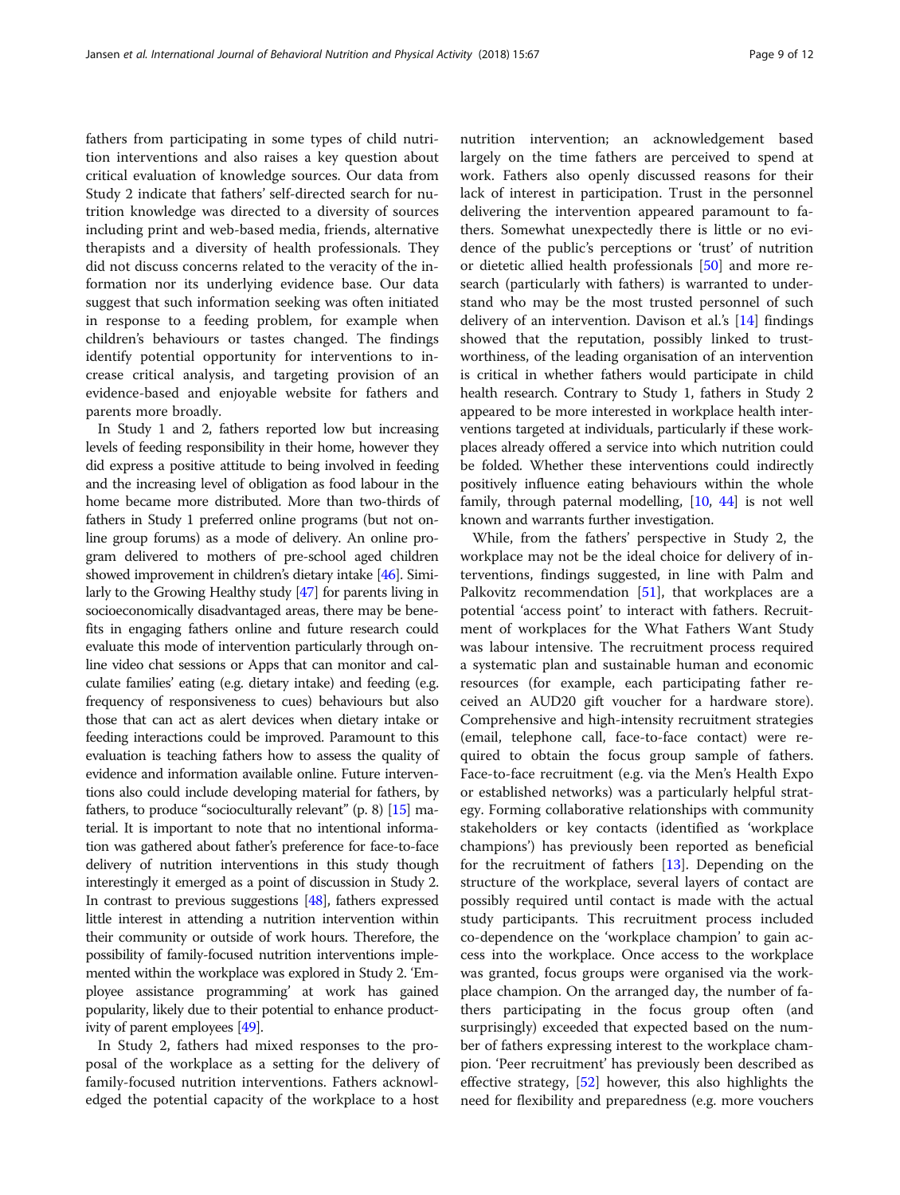fathers from participating in some types of child nutrition interventions and also raises a key question about critical evaluation of knowledge sources. Our data from Study 2 indicate that fathers' self-directed search for nutrition knowledge was directed to a diversity of sources including print and web-based media, friends, alternative therapists and a diversity of health professionals. They did not discuss concerns related to the veracity of the information nor its underlying evidence base. Our data suggest that such information seeking was often initiated in response to a feeding problem, for example when children's behaviours or tastes changed. The findings identify potential opportunity for interventions to increase critical analysis, and targeting provision of an evidence-based and enjoyable website for fathers and parents more broadly.

In Study 1 and 2, fathers reported low but increasing levels of feeding responsibility in their home, however they did express a positive attitude to being involved in feeding and the increasing level of obligation as food labour in the home became more distributed. More than two-thirds of fathers in Study 1 preferred online programs (but not online group forums) as a mode of delivery. An online program delivered to mothers of pre-school aged children showed improvement in children's dietary intake [46]. Similarly to the Growing Healthy study [47] for parents living in socioeconomically disadvantaged areas, there may be benefits in engaging fathers online and future research could evaluate this mode of intervention particularly through online video chat sessions or Apps that can monitor and calculate families' eating (e.g. dietary intake) and feeding (e.g. frequency of responsiveness to cues) behaviours but also those that can act as alert devices when dietary intake or feeding interactions could be improved. Paramount to this evaluation is teaching fathers how to assess the quality of evidence and information available online. Future interventions also could include developing material for fathers, by fathers, to produce "socioculturally relevant" (p. 8) [15] material. It is important to note that no intentional information was gathered about father's preference for face-to-face delivery of nutrition interventions in this study though interestingly it emerged as a point of discussion in Study 2. In contrast to previous suggestions [48], fathers expressed little interest in attending a nutrition intervention within their community or outside of work hours. Therefore, the possibility of family-focused nutrition interventions implemented within the workplace was explored in Study 2. 'Employee assistance programming' at work has gained popularity, likely due to their potential to enhance productivity of parent employees [49].

In Study 2, fathers had mixed responses to the proposal of the workplace as a setting for the delivery of family-focused nutrition interventions. Fathers acknowledged the potential capacity of the workplace to a host nutrition intervention; an acknowledgement based largely on the time fathers are perceived to spend at work. Fathers also openly discussed reasons for their lack of interest in participation. Trust in the personnel delivering the intervention appeared paramount to fathers. Somewhat unexpectedly there is little or no evidence of the public's perceptions or 'trust' of nutrition or dietetic allied health professionals [50] and more research (particularly with fathers) is warranted to understand who may be the most trusted personnel of such delivery of an intervention. Davison et al.'s [14] findings showed that the reputation, possibly linked to trustworthiness, of the leading organisation of an intervention is critical in whether fathers would participate in child health research. Contrary to Study 1, fathers in Study 2 appeared to be more interested in workplace health interventions targeted at individuals, particularly if these workplaces already offered a service into which nutrition could be folded. Whether these interventions could indirectly positively influence eating behaviours within the whole family, through paternal modelling, [10, 44] is not well known and warrants further investigation.

While, from the fathers' perspective in Study 2, the workplace may not be the ideal choice for delivery of interventions, findings suggested, in line with Palm and Palkovitz recommendation [51], that workplaces are a potential 'access point' to interact with fathers. Recruitment of workplaces for the What Fathers Want Study was labour intensive. The recruitment process required a systematic plan and sustainable human and economic resources (for example, each participating father received an AUD20 gift voucher for a hardware store). Comprehensive and high-intensity recruitment strategies (email, telephone call, face-to-face contact) were required to obtain the focus group sample of fathers. Face-to-face recruitment (e.g. via the Men's Health Expo or established networks) was a particularly helpful strategy. Forming collaborative relationships with community stakeholders or key contacts (identified as 'workplace champions') has previously been reported as beneficial for the recruitment of fathers [13]. Depending on the structure of the workplace, several layers of contact are possibly required until contact is made with the actual study participants. This recruitment process included co-dependence on the 'workplace champion' to gain access into the workplace. Once access to the workplace was granted, focus groups were organised via the workplace champion. On the arranged day, the number of fathers participating in the focus group often (and surprisingly) exceeded that expected based on the number of fathers expressing interest to the workplace champion. 'Peer recruitment' has previously been described as effective strategy, [52] however, this also highlights the need for flexibility and preparedness (e.g. more vouchers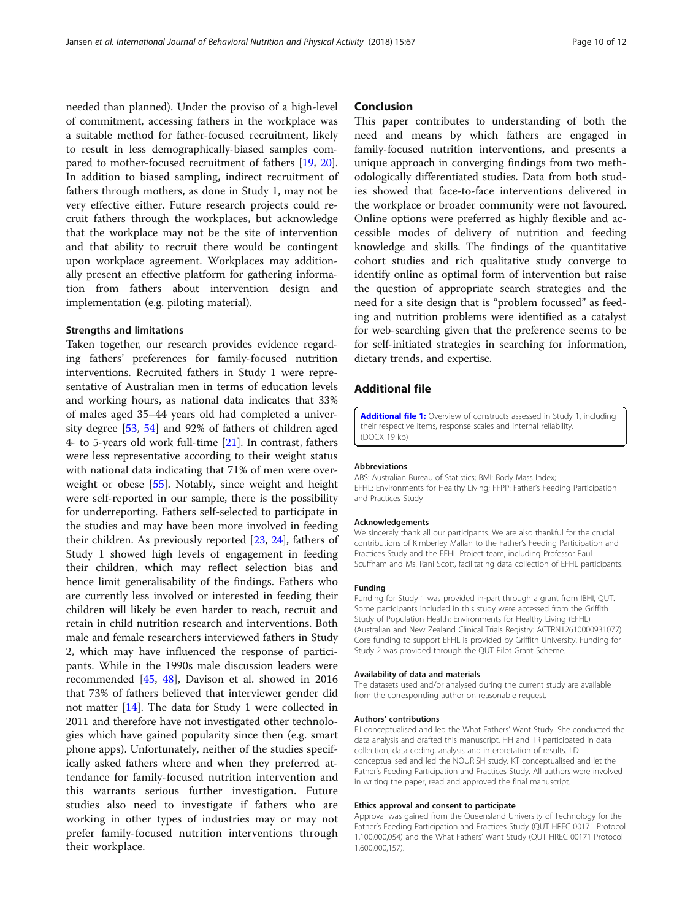needed than planned). Under the proviso of a high-level of commitment, accessing fathers in the workplace was a suitable method for father-focused recruitment, likely to result in less demographically-biased samples compared to mother-focused recruitment of fathers [19, 20]. In addition to biased sampling, indirect recruitment of fathers through mothers, as done in Study 1, may not be very effective either. Future research projects could recruit fathers through the workplaces, but acknowledge that the workplace may not be the site of intervention and that ability to recruit there would be contingent upon workplace agreement. Workplaces may additionally present an effective platform for gathering information from fathers about intervention design and implementation (e.g. piloting material).

### Strengths and limitations

Taken together, our research provides evidence regarding fathers' preferences for family-focused nutrition interventions. Recruited fathers in Study 1 were representative of Australian men in terms of education levels and working hours, as national data indicates that 33% of males aged 35–44 years old had completed a university degree [53, 54] and 92% of fathers of children aged 4- to 5-years old work full-time [21]. In contrast, fathers were less representative according to their weight status with national data indicating that 71% of men were overweight or obese [55]. Notably, since weight and height were self-reported in our sample, there is the possibility for underreporting. Fathers self-selected to participate in the studies and may have been more involved in feeding their children. As previously reported [23, 24], fathers of Study 1 showed high levels of engagement in feeding their children, which may reflect selection bias and hence limit generalisability of the findings. Fathers who are currently less involved or interested in feeding their children will likely be even harder to reach, recruit and retain in child nutrition research and interventions. Both male and female researchers interviewed fathers in Study 2, which may have influenced the response of participants. While in the 1990s male discussion leaders were recommended [45, 48], Davison et al. showed in 2016 that 73% of fathers believed that interviewer gender did not matter [14]. The data for Study 1 were collected in 2011 and therefore have not investigated other technologies which have gained popularity since then (e.g. smart phone apps). Unfortunately, neither of the studies specifically asked fathers where and when they preferred attendance for family-focused nutrition intervention and this warrants serious further investigation. Future studies also need to investigate if fathers who are working in other types of industries may or may not prefer family-focused nutrition interventions through their workplace.

## Conclusion

This paper contributes to understanding of both the need and means by which fathers are engaged in family-focused nutrition interventions, and presents a unique approach in converging findings from two methodologically differentiated studies. Data from both studies showed that face-to-face interventions delivered in the workplace or broader community were not favoured. Online options were preferred as highly flexible and accessible modes of delivery of nutrition and feeding knowledge and skills. The findings of the quantitative cohort studies and rich qualitative study converge to identify online as optimal form of intervention but raise the question of appropriate search strategies and the need for a site design that is "problem focussed" as feeding and nutrition problems were identified as a catalyst for web-searching given that the preference seems to be for self-initiated strategies in searching for information, dietary trends, and expertise.

## Additional file

**Additional file 1:** Overview of constructs assessed in Study 1, including their respective items, response scales and internal reliability. (DOCX 19 kb)

#### Abbreviations

ABS: Australian Bureau of Statistics; BMI: Body Mass Index; EFHL: Environments for Healthy Living; FFPP: Father's Feeding Participation and Practices Study

#### Acknowledgements

We sincerely thank all our participants. We are also thankful for the crucial contributions of Kimberley Mallan to the Father's Feeding Participation and Practices Study and the EFHL Project team, including Professor Paul Scuffham and Ms. Rani Scott, facilitating data collection of EFHL participants.

#### Funding

Funding for Study 1 was provided in-part through a grant from IBHI, QUT. Some participants included in this study were accessed from the Griffith Study of Population Health: Environments for Healthy Living (EFHL) (Australian and New Zealand Clinical Trials Registry: ACTRN12610000931077). Core funding to support EFHL is provided by Griffith University. Funding for Study 2 was provided through the QUT Pilot Grant Scheme.

#### Availability of data and materials

The datasets used and/or analysed during the current study are available from the corresponding author on reasonable request.

#### Authors' contributions

EJ conceptualised and led the What Fathers' Want Study. She conducted the data analysis and drafted this manuscript. HH and TR participated in data collection, data coding, analysis and interpretation of results. LD conceptualised and led the NOURISH study. KT conceptualised and let the Father's Feeding Participation and Practices Study. All authors were involved in writing the paper, read and approved the final manuscript.

#### Ethics approval and consent to participate

Approval was gained from the Queensland University of Technology for the Father's Feeding Participation and Practices Study (QUT HREC 00171 Protocol 1,100,000,054) and the What Fathers' Want Study (QUT HREC 00171 Protocol 1,600,000,157).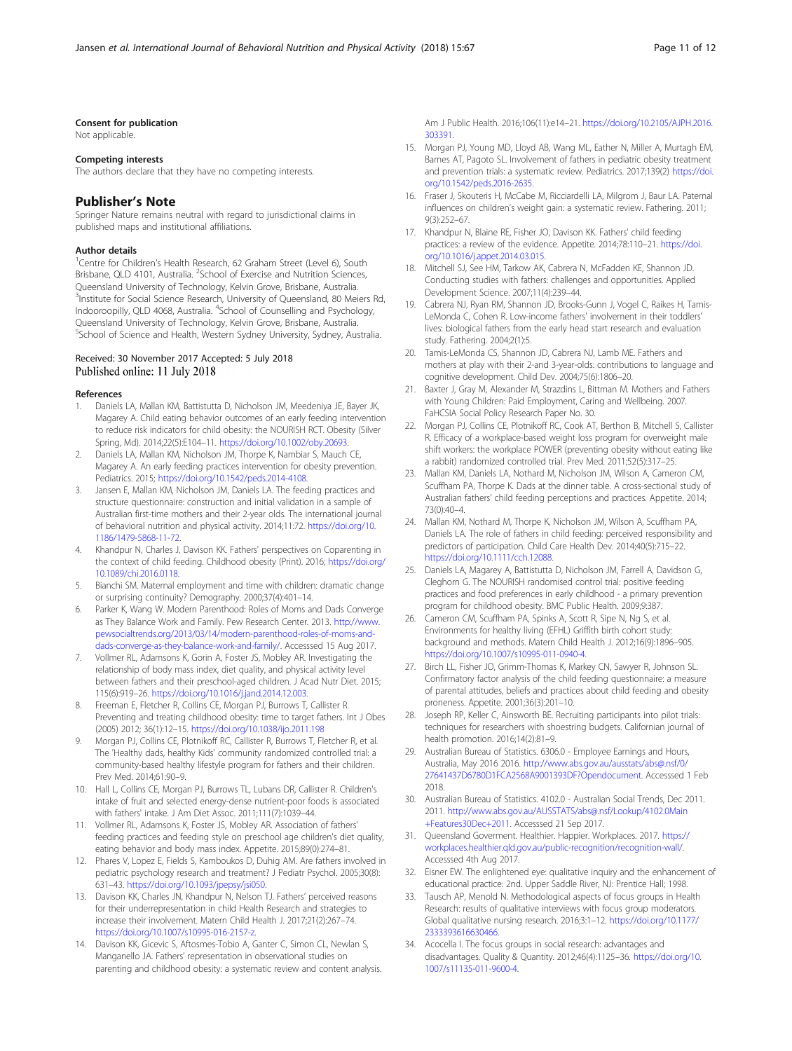#### Consent for publication

Not applicable.

#### Competing interests

The authors declare that they have no competing interests.

### Publisher's Note

Springer Nature remains neutral with regard to jurisdictional claims in published maps and institutional affiliations.

#### Author details

[1]Centre for Children's Health Research, 62 Graham Street (Level 6), South Brisbane, QLD 4101, Australia. [2]School of Exercise and Nutrition Sciences, Queensland University of Technology, Kelvin Grove, Brisbane, Australia. [3]Institute for Social Science Research, University of Queensland, 80 Meiers Rd, Indooroopilly, QLD 4068, Australia. [4]School of Counselling and Psychology, Queensland University of Technology, Kelvin Grove, Brisbane, Australia. [5]School of Science and Health, Western Sydney University, Sydney, Australia.

Received: 30 November 2017 Accepted: 5 July 2018
Published online: 11 July 2018

#### References

1. Daniels LA, Mallan KM, Battistutta D, Nicholson JM, Meedeniya JE, Bayer JK, Magarey A. Child eating behavior outcomes of an early feeding intervention to reduce risk indicators for child obesity: the NOURISH RCT. Obesity (Silver Spring, Md). 2014;22(5):E104–11. https://doi.org/10.1002/oby.20693.
2. Daniels LA, Mallan KM, Nicholson JM, Thorpe K, Nambiar S, Mauch CE, Magarey A. An early feeding practices intervention for obesity prevention. Pediatrics. 2015; https://doi.org/10.1542/peds.2014-4108.
3. Jansen E, Mallan KM, Nicholson JM, Daniels LA. The feeding practices and structure questionnaire: construction and initial validation in a sample of Australian first-time mothers and their 2-year olds. The international journal of behavioral nutrition and physical activity. 2014;11:72. https://doi.org/10.1186/1479-5868-11-72.
4. Khandpur N, Charles J, Davison KK. Fathers' perspectives on Coparenting in the context of child feeding. Childhood obesity (Print). 2016; https://doi.org/10.1089/chi.2016.0118.
5. Bianchi SM. Maternal employment and time with children: dramatic change or surprising continuity? Demography. 2000;37(4):401–14.
6. Parker K, Wang W. Modern Parenthood: Roles of Moms and Dads Converge as They Balance Work and Family. Pew Research Center. 2013. http://www.pewsocialtrends.org/2013/03/14/modern-parenthood-roles-of-moms-and-dads-converge-as-they-balance-work-and-family/. Accesssed 15 Aug 2017.
7. Vollmer RL, Adamsons K, Gorin A, Foster JS, Mobley AR. Investigating the relationship of body mass index, diet quality, and physical activity level between fathers and their preschool-aged children. J Acad Nutr Diet. 2015; 115(6):919–26. https://doi.org/10.1016/j.jand.2014.12.003.
8. Freeman E, Fletcher R, Collins CE, Morgan PJ, Burrows T, Callister R. Preventing and treating childhood obesity: time to target fathers. Int J Obes (2005) 2012; 36(1):12–15. https://doi.org/10.1038/ijo.2011.198
9. Morgan PJ, Collins CE, Plotnikoff RC, Callister R, Burrows T, Fletcher R, et al. The 'Healthy dads, healthy Kids' community randomized controlled trial: a community-based healthy lifestyle program for fathers and their children. Prev Med. 2014;61:90–9.
10. Hall L, Collins CE, Morgan PJ, Burrows TL, Lubans DR, Callister R. Children's intake of fruit and selected energy-dense nutrient-poor foods is associated with fathers' intake. J Am Diet Assoc. 2011;111(7):1039–44.
11. Vollmer RL, Adamsons K, Foster JS, Mobley AR. Association of fathers' feeding practices and feeding style on preschool age children's diet quality, eating behavior and body mass index. Appetite. 2015;89(0):274–81.
12. Phares V, Lopez E, Fields S, Kamboukos D, Duhig AM. Are fathers involved in pediatric psychology research and treatment? J Pediatr Psychol. 2005;30(8): 631–43. https://doi.org/10.1093/jpepsy/jsi050.
13. Davison KK, Charles JN, Khandpur N, Nelson TJ. Fathers' perceived reasons for their underrepresentation in child Health Research and strategies to increase their involvement. Matern Child Health J. 2017;21(2):267–74. https://doi.org/10.1007/s10995-016-2157-z.
14. Davison KK, Gicevic S, Aftosmes-Tobio A, Ganter C, Simon CL, Newlan S, Manganello JA. Fathers' representation in observational studies on parenting and childhood obesity: a systematic review and content analysis. Am J Public Health. 2016;106(11):e14–21. https://doi.org/10.2105/AJPH.2016.303391.
15. Morgan PJ, Young MD, Lloyd AB, Wang ML, Eather N, Miller A, Murtagh EM, Barnes AT, Pagoto SL. Involvement of fathers in pediatric obesity treatment and prevention trials: a systematic review. Pediatrics. 2017;139(2) https://doi.org/10.1542/peds.2016-2635.
16. Fraser J, Skouteris H, McCabe M, Ricciardelli LA, Milgrom J, Baur LA. Paternal influences on children's weight gain: a systematic review. Fathering. 2011; 9(3):252–67.
17. Khandpur N, Blaine RE, Fisher JO, Davison KK. Fathers' child feeding practices: a review of the evidence. Appetite. 2014;78:110–21. https://doi.org/10.1016/j.appet.2014.03.015.
18. Mitchell SJ, See HM, Tarkow AK, Cabrera N, McFadden KE, Shannon JD. Conducting studies with fathers: challenges and opportunities. Applied Development Science. 2007;11(4):239–44.
19. Cabrera NJ, Ryan RM, Shannon JD, Brooks-Gunn J, Vogel C, Raikes H, Tamis-LeMonda C, Cohen R. Low-income fathers' involvement in their toddlers' lives: biological fathers from the early head start research and evaluation study. Fathering. 2004;2(1):5.
20. Tamis-LeMonda CS, Shannon JD, Cabrera NJ, Lamb ME. Fathers and mothers at play with their 2-and 3-year-olds: contributions to language and cognitive development. Child Dev. 2004;75(6):1806–20.
21. Baxter J, Gray M, Alexander M, Strazdins L, Bittman M. Mothers and Fathers with Young Children: Paid Employment, Caring and Wellbeing. 2007. FaHCSIA Social Policy Research Paper No. 30.
22. Morgan PJ, Collins CE, Plotnikoff RC, Cook AT, Berthon B, Mitchell S, Callister R. Efficacy of a workplace-based weight loss program for overweight male shift workers: the workplace POWER (preventing obesity without eating like a rabbit) randomized controlled trial. Prev Med. 2011;52(5):317–25.
23. Mallan KM, Daniels LA, Nothard M, Nicholson JM, Wilson A, Cameron CM, Scuffham PA, Thorpe K. Dads at the dinner table. A cross-sectional study of Australian fathers' child feeding perceptions and practices. Appetite. 2014; 73(0):40–4.
24. Mallan KM, Nothard M, Thorpe K, Nicholson JM, Wilson A, Scuffham PA, Daniels LA. The role of fathers in child feeding: perceived responsibility and predictors of participation. Child Care Health Dev. 2014;40(5):715–22. https://doi.org/10.1111/cch.12088.
25. Daniels LA, Magarey A, Battistutta D, Nicholson JM, Farrell A, Davidson G, Cleghorn G. The NOURISH randomised control trial: positive feeding practices and food preferences in early childhood - a primary prevention program for childhood obesity. BMC Public Health. 2009;9:387.
26. Cameron CM, Scuffham PA, Spinks A, Scott R, Sipe N, Ng S, et al. Environments for healthy living (EFHL) Griffith birth cohort study: background and methods. Matern Child Health J. 2012;16(9):1896–905. https://doi.org/10.1007/s10995-011-0940-4.
27. Birch LL, Fisher JO, Grimm-Thomas K, Markey CN, Sawyer R, Johnson SL. Confirmatory factor analysis of the child feeding questionnaire: a measure of parental attitudes, beliefs and practices about child feeding and obesity proneness. Appetite. 2001;36(3):201–10.
28. Joseph RP, Keller C, Ainsworth BE. Recruiting participants into pilot trials: techniques for researchers with shoestring budgets. Californian journal of health promotion. 2016;14(2):81–9.
29. Australian Bureau of Statistics. 6306.0 - Employee Earnings and Hours, Australia, May 2016 2016. http://www.abs.gov.au/ausstats/abs@.nsf/0/27641437D6780D1FCA2568A9001393DF?Opendocument. Accesssed 1 Feb 2018.
30. Australian Bureau of Statistics. 4102.0 - Australian Social Trends, Dec 2011. 2011. http://www.abs.gov.au/AUSSTATS/abs@.nsf/Lookup/4102.0Main+Features30Dec+2011. Accesssed 21 Sep 2017.
31. Queensland Goverment. Healthier. Happier. Workplaces. 2017. https://workplaces.healthier.qld.gov.au/public-recognition/recognition-wall/. Accesssed 4th Aug 2017.
32. Eisner EW. The enlightened eye: qualitative inquiry and the enhancement of educational practice: 2nd. Upper Saddle River, NJ: Prentice Hall; 1998.
33. Tausch AP, Menold N. Methodological aspects of focus groups in Health Research: results of qualitative interviews with focus group moderators. Global qualitative nursing research. 2016;3:1–12. https://doi.org/10.1177/2333393616630466.
34. Acocella I. The focus groups in social research: advantages and disadvantages. Quality & Quantity. 2012;46(4):1125–36. https://doi.org/10.1007/s11135-011-9600-4.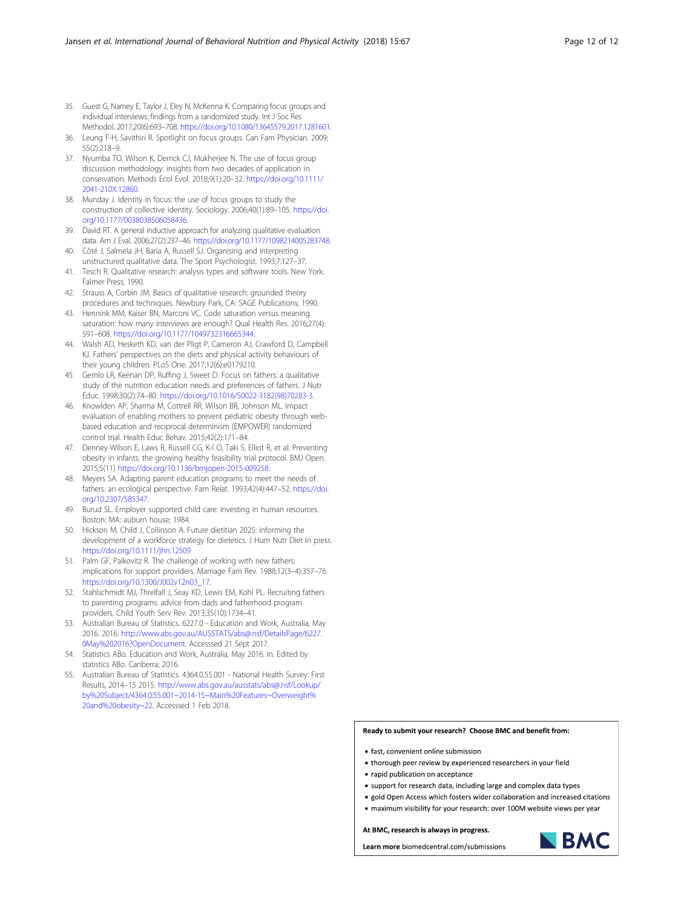35. Guest G, Namey E, Taylor J, Eley N, McKenna K. Comparing focus groups and individual interviews: findings from a randomized study. Int J Soc Res Methodol. 2017;20(6):693–708. https://doi.org/10.1080/13645579.2017.1281601.
36. Leung F-H, Savithiri R. Spotlight on focus groups. Can Fam Physician. 2009; 55(2):218–9.
37. Nyumba TO, Wilson K, Derrick CJ, Mukherjee N. The use of focus group discussion methodology: insights from two decades of application in conservation. Methods Ecol Evol. 2018;9(1):20–32. https://doi.org/10.1111/2041-210X.12860.
38. Munday J. Identity in focus: the use of focus groups to study the construction of collective identity. Sociology. 2006;40(1):89–105. https://doi.org/10.1177/0038038506058436.
39. David RT. A general inductive approach for analyzing qualitative evaluation data. Am J Eval. 2006;27(2):237–46. https://doi.org/10.1177/1098214005283748.
40. Côté J, Salmela JH, Baria A, Russell SJ. Organising and interpreting unstructured qualitative data. The Sport Psychologist. 1993;7:127–37.
41. Tesch R. Qualitative research: analysis types and software tools. New York: Falmer Press; 1990.
42. Strauss A, Corbin JM. Basics of qualitative research: grounded theory procedures and techniques. Newbury Park, CA: SAGE Publications; 1990.
43. Hennink MM, Kaiser BN, Marconi VC. Code saturation versus meaning saturation: how many interviews are enough? Qual Health Res. 2016;27(4): 591–608. https://doi.org/10.1177/1049732316665344.
44. Walsh AD, Hesketh KD, van der Pligt P, Cameron AJ, Crawford D, Campbell KJ. Fathers' perspectives on the diets and physical activity behaviours of their young children. PLoS One. 2017;12(6):e0179210.
45. Gemlo LR, Keenan DP, Ruffing J, Sweet D. Focus on fathers: a qualitative study of the nutrition education needs and preferences of fathers. J Nutr Educ. 1998;30(2):74–80. https://doi.org/10.1016/S0022-3182(98)70283-3.
46. Knowlden AP, Sharma M, Cottrell RR, Wilson BR, Johnson ML. Impact evaluation of enabling mothers to prevent pediatric obesity through web-based education and reciprocal determinism (EMPOWER) randomized control trial. Health Educ Behav. 2015;42(2):171–84.
47. Denney-Wilson E, Laws R, Russell CG, K-l O, Taki S, Elliot R, et al. Preventing obesity in infants: the growing healthy feasibility trial protocol. BMJ Open. 2015;5(11) https://doi.org/10.1136/bmjopen-2015-009258.
48. Meyers SA. Adapting parent education programs to meet the needs of fathers: an ecological perspective. Fam Relat. 1993;42(4):447–52. https://doi.org/10.2307/585347.
49. Burud SL. Employer supported child care: investing in human resources. Boston: MA: auburn house; 1984.
50. Hickson M, Child J, Collinson A. Future dietitian 2025: informing the development of a workforce strategy for dietetics. J Hum Nutr Diet In press. https://doi.org/10.1111/jhn.12509
51. Palm GF, Palkovitz R. The challenge of working with new fathers: implications for support providers. Marriage Fam Rev. 1988;12(3–4):357–76. https://doi.org/10.1300/J002v12n03_17.
52. Stahlschmidt MJ, Threlfall J, Seay KD, Lewis EM, Kohl PL. Recruiting fathers to parenting programs: advice from dads and fatherhood program providers. Child Youth Serv Rev. 2013;35(10):1734–41.
53. Australian Bureau of Statistics. 6227.0 - Education and Work, Australia, May 2016. 2016. http://www.abs.gov.au/AUSSTATS/abs@.nsf/DetailsPage/6227.0May%202016?OpenDocument. Accesssed 21 Sept 2017.
54. Statistics ABo. Education and Work, Australia, May 2016. In. Edited by statistics ABo. Canberra; 2016.
55. Australian Bureau of Statistics. 4364.0.55.001 - National Health Survey: First Results, 2014–15 2015. http://www.abs.gov.au/ausstats/abs@.nsf/Lookup/by%20Subject/4364.0.55.001~2014-15~Main%20Features~Overweight%20and%20obesity~22. Accesssed 1 Feb 2018.

**Ready to submit your research? Choose BMC and benefit from:**

- fast, convenient online submission
- thorough peer review by experienced researchers in your field
- rapid publication on acceptance
- support for research data, including large and complex data types
- gold Open Access which fosters wider collaboration and increased citations
- maximum visibility for your research: over 100M website views per year

**At BMC, research is always in progress.**

**Learn more** biomedcentral.com/submissions

BMC